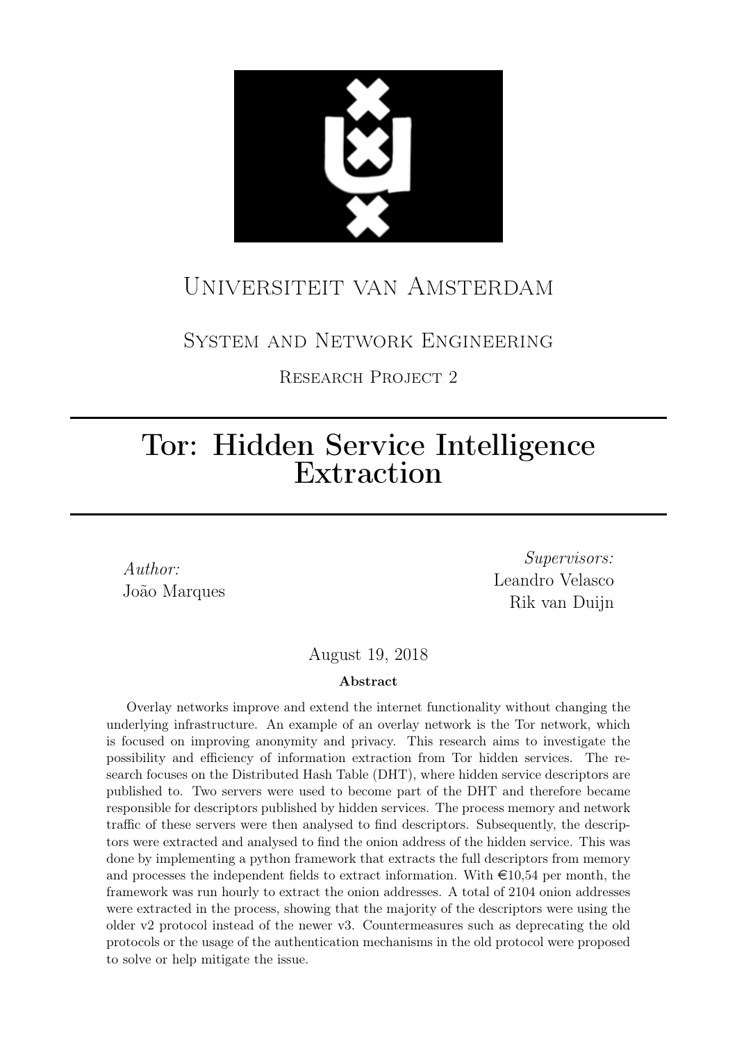Universiteit van Amsterdam

System and Network Engineering

Research Project 2

# Tor: Hidden Service Intelligence Extraction

*Author:*
João Marques

*Supervisors:*
Leandro Velasco
Rik van Duijn

August 19, 2018

**Abstract**

Overlay networks improve and extend the internet functionality without changing the underlying infrastructure. An example of an overlay network is the Tor network, which is focused on improving anonymity and privacy. This research aims to investigate the possibility and efficiency of information extraction from Tor hidden services. The research focuses on the Distributed Hash Table (DHT), where hidden service descriptors are published to. Two servers were used to become part of the DHT and therefore became responsible for descriptors published by hidden services. The process memory and network traffic of these servers were then analysed to find descriptors. Subsequently, the descriptors were extracted and analysed to find the onion address of the hidden service. This was done by implementing a python framework that extracts the full descriptors from memory and processes the independent fields to extract information. With €10,54 per month, the framework was run hourly to extract the onion addresses. A total of 2104 onion addresses were extracted in the process, showing that the majority of the descriptors were using the older v2 protocol instead of the newer v3. Countermeasures such as deprecating the old protocols or the usage of the authentication mechanisms in the old protocol were proposed to solve or help mitigate the issue.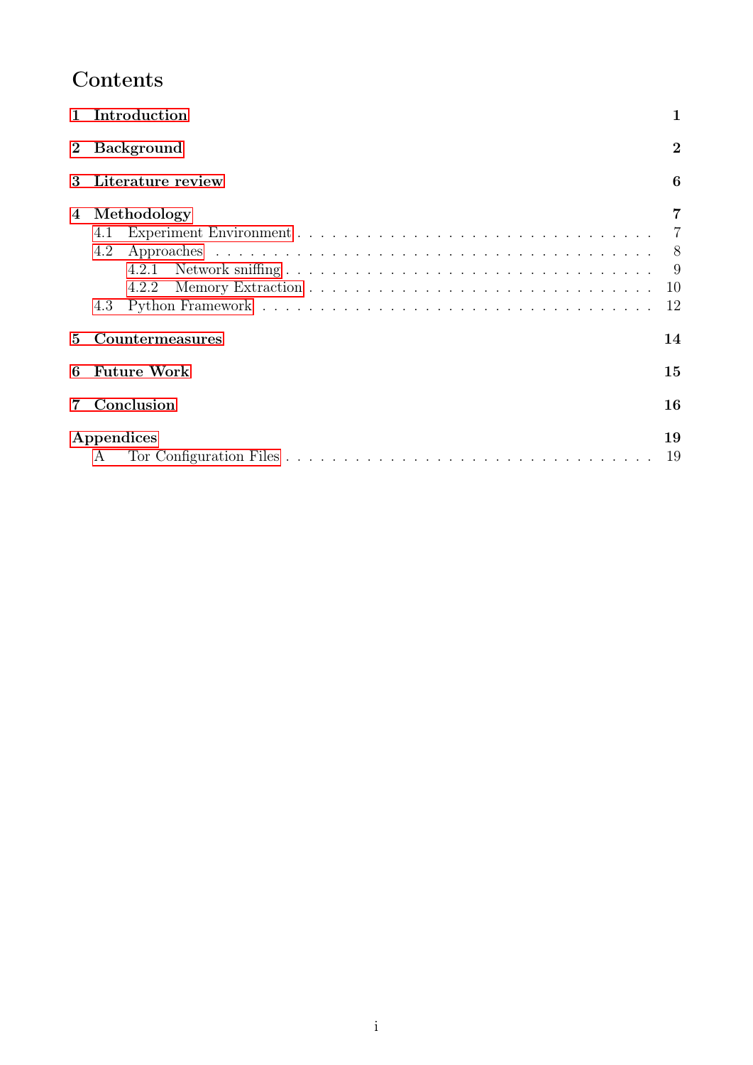# Contents

**1 Introduction** **1**

**2 Background** **2**

**3 Literature review** **6**

**4 Methodology** **7**

- 4.1 Experiment Environment . . . 7
- 4.2 Approaches . . . 8
  - 4.2.1 Network sniffing . . . 9
  - 4.2.2 Memory Extraction . . . 10
- 4.3 Python Framework . . . 12

**5 Countermeasures** **14**

**6 Future Work** **15**

**7 Conclusion** **16**

Appendices **19**

- A Tor Configuration Files . . . 19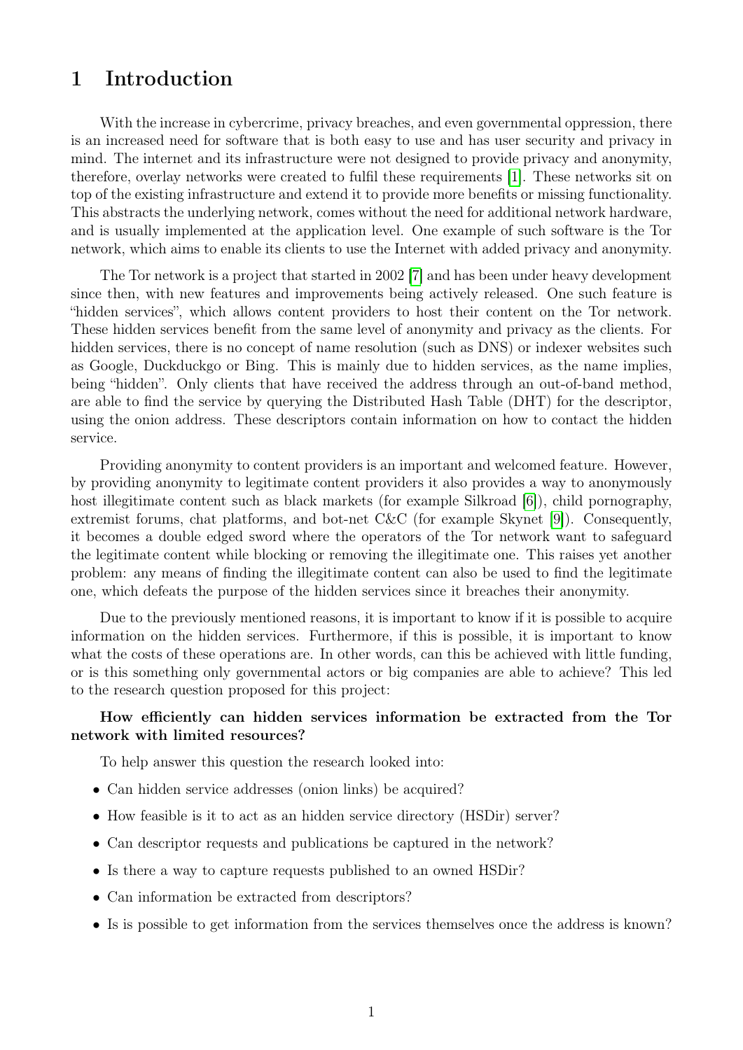# 1 Introduction

With the increase in cybercrime, privacy breaches, and even governmental oppression, there is an increased need for software that is both easy to use and has user security and privacy in mind. The internet and its infrastructure were not designed to provide privacy and anonymity, therefore, overlay networks were created to fulfil these requirements [1]. These networks sit on top of the existing infrastructure and extend it to provide more benefits or missing functionality. This abstracts the underlying network, comes without the need for additional network hardware, and is usually implemented at the application level. One example of such software is the Tor network, which aims to enable its clients to use the Internet with added privacy and anonymity.

The Tor network is a project that started in 2002 [7] and has been under heavy development since then, with new features and improvements being actively released. One such feature is "hidden services", which allows content providers to host their content on the Tor network. These hidden services benefit from the same level of anonymity and privacy as the clients. For hidden services, there is no concept of name resolution (such as DNS) or indexer websites such as Google, Duckduckgo or Bing. This is mainly due to hidden services, as the name implies, being "hidden". Only clients that have received the address through an out-of-band method, are able to find the service by querying the Distributed Hash Table (DHT) for the descriptor, using the onion address. These descriptors contain information on how to contact the hidden service.

Providing anonymity to content providers is an important and welcomed feature. However, by providing anonymity to legitimate content providers it also provides a way to anonymously host illegitimate content such as black markets (for example Silkroad [6]), child pornography, extremist forums, chat platforms, and bot-net C&C (for example Skynet [9]). Consequently, it becomes a double edged sword where the operators of the Tor network want to safeguard the legitimate content while blocking or removing the illegitimate one. This raises yet another problem: any means of finding the illegitimate content can also be used to find the legitimate one, which defeats the purpose of the hidden services since it breaches their anonymity.

Due to the previously mentioned reasons, it is important to know if it is possible to acquire information on the hidden services. Furthermore, if this is possible, it is important to know what the costs of these operations are. In other words, can this be achieved with little funding, or is this something only governmental actors or big companies are able to achieve? This led to the research question proposed for this project:

**How efficiently can hidden services information be extracted from the Tor network with limited resources?**

To help answer this question the research looked into:

- Can hidden service addresses (onion links) be acquired?
- How feasible is it to act as an hidden service directory (HSDir) server?
- Can descriptor requests and publications be captured in the network?
- Is there a way to capture requests published to an owned HSDir?
- Can information be extracted from descriptors?
- Is is possible to get information from the services themselves once the address is known?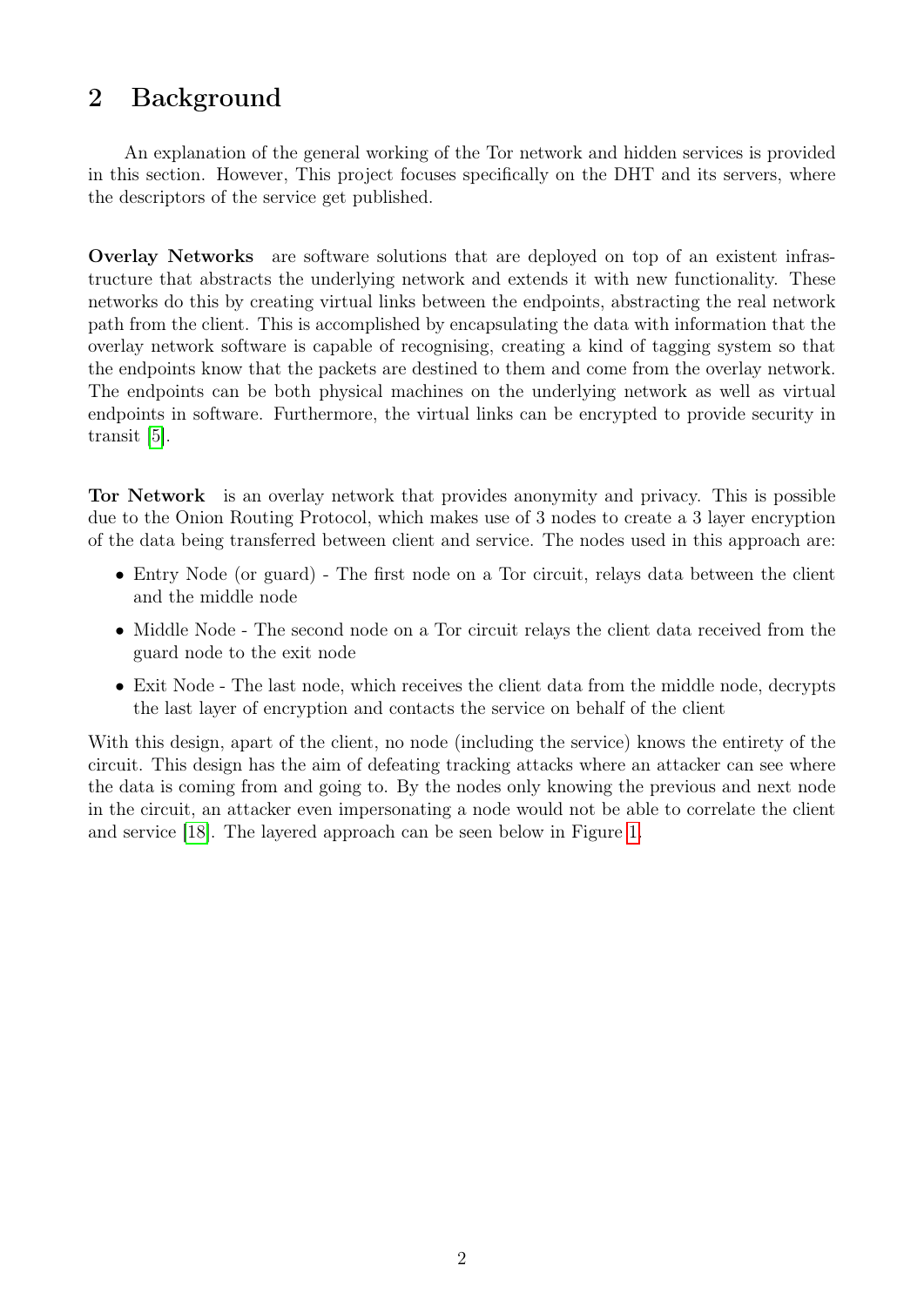# 2 Background

An explanation of the general working of the Tor network and hidden services is provided in this section. However, This project focuses specifically on the DHT and its servers, where the descriptors of the service get published.

**Overlay Networks** are software solutions that are deployed on top of an existent infrastructure that abstracts the underlying network and extends it with new functionality. These networks do this by creating virtual links between the endpoints, abstracting the real network path from the client. This is accomplished by encapsulating the data with information that the overlay network software is capable of recognising, creating a kind of tagging system so that the endpoints know that the packets are destined to them and come from the overlay network. The endpoints can be both physical machines on the underlying network as well as virtual endpoints in software. Furthermore, the virtual links can be encrypted to provide security in transit [5].

**Tor Network** is an overlay network that provides anonymity and privacy. This is possible due to the Onion Routing Protocol, which makes use of 3 nodes to create a 3 layer encryption of the data being transferred between client and service. The nodes used in this approach are:

- Entry Node (or guard) - The first node on a Tor circuit, relays data between the client and the middle node
- Middle Node - The second node on a Tor circuit relays the client data received from the guard node to the exit node
- Exit Node - The last node, which receives the client data from the middle node, decrypts the last layer of encryption and contacts the service on behalf of the client

With this design, apart of the client, no node (including the service) knows the entirety of the circuit. This design has the aim of defeating tracking attacks where an attacker can see where the data is coming from and going to. By the nodes only knowing the previous and next node in the circuit, an attacker even impersonating a node would not be able to correlate the client and service [18]. The layered approach can be seen below in Figure 1.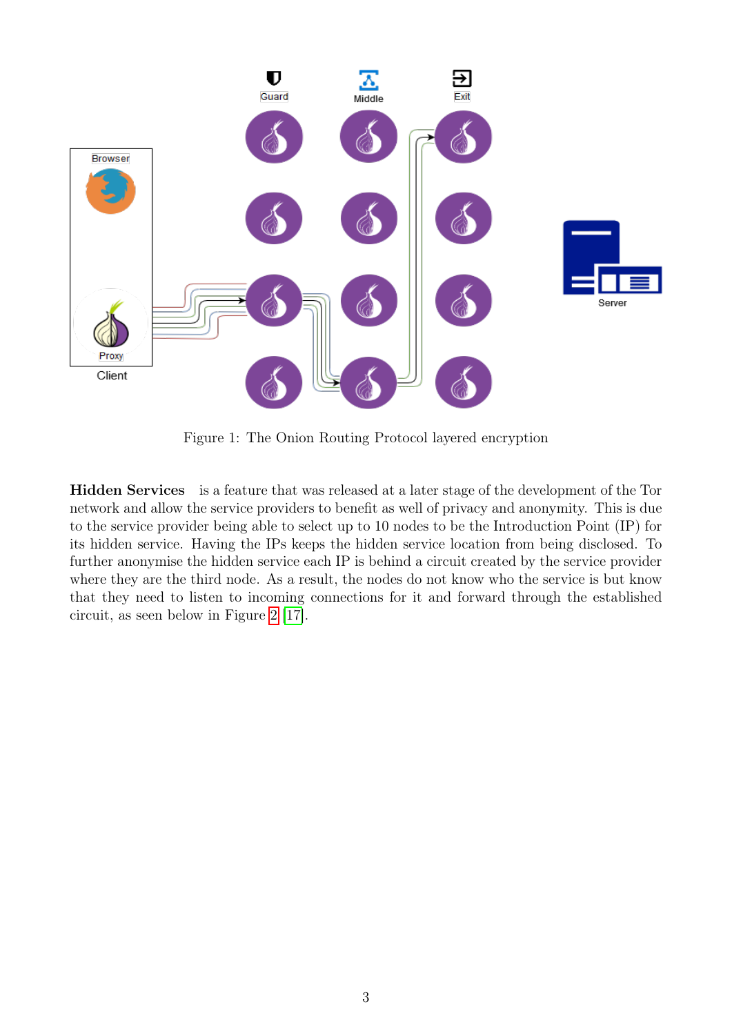Figure 1: The Onion Routing Protocol layered encryption

**Hidden Services** is a feature that was released at a later stage of the development of the Tor network and allow the service providers to benefit as well of privacy and anonymity. This is due to the service provider being able to select up to 10 nodes to be the Introduction Point (IP) for its hidden service. Having the IPs keeps the hidden service location from being disclosed. To further anonymise the hidden service each IP is behind a circuit created by the service provider where they are the third node. As a result, the nodes do not know who the service is but know that they need to listen to incoming connections for it and forward through the established circuit, as seen below in Figure 2 [17].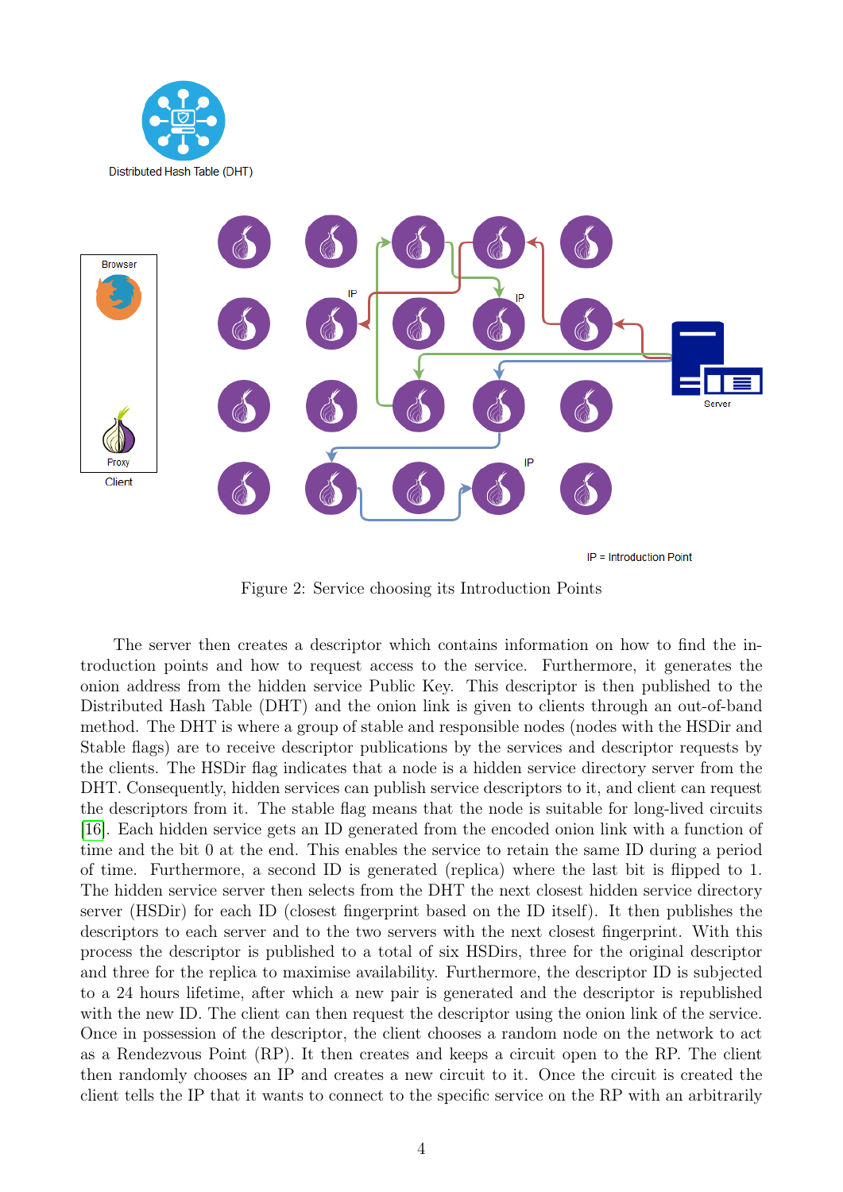Figure 2: Service choosing its Introduction Points

The server then creates a descriptor which contains information on how to find the introduction points and how to request access to the service. Furthermore, it generates the onion address from the hidden service Public Key. This descriptor is then published to the Distributed Hash Table (DHT) and the onion link is given to clients through an out-of-band method. The DHT is where a group of stable and responsible nodes (nodes with the HSDir and Stable flags) are to receive descriptor publications by the services and descriptor requests by the clients. The HSDir flag indicates that a node is a hidden service directory server from the DHT. Consequently, hidden services can publish service descriptors to it, and client can request the descriptors from it. The stable flag means that the node is suitable for long-lived circuits [16]. Each hidden service gets an ID generated from the encoded onion link with a function of time and the bit 0 at the end. This enables the service to retain the same ID during a period of time. Furthermore, a second ID is generated (replica) where the last bit is flipped to 1. The hidden service server then selects from the DHT the next closest hidden service directory server (HSDir) for each ID (closest fingerprint based on the ID itself). It then publishes the descriptors to each server and to the two servers with the next closest fingerprint. With this process the descriptor is published to a total of six HSDirs, three for the original descriptor and three for the replica to maximise availability. Furthermore, the descriptor ID is subjected to a 24 hours lifetime, after which a new pair is generated and the descriptor is republished with the new ID. The client can then request the descriptor using the onion link of the service. Once in possession of the descriptor, the client chooses a random node on the network to act as a Rendezvous Point (RP). It then creates and keeps a circuit open to the RP. The client then randomly chooses an IP and creates a new circuit to it. Once the circuit is created the client tells the IP that it wants to connect to the specific service on the RP with an arbitrarily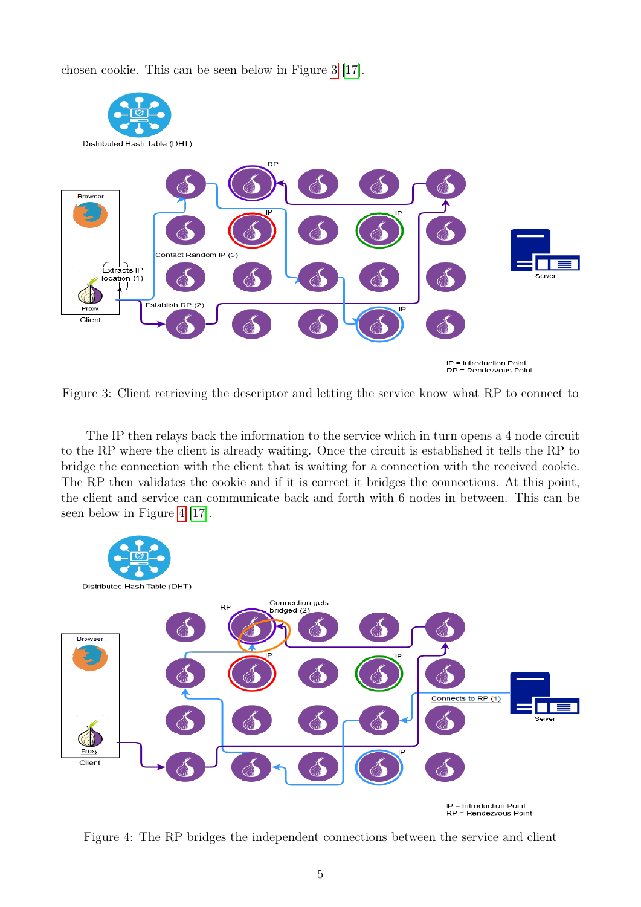chosen cookie. This can be seen below in Figure 3 [17].

Figure 3: Client retrieving the descriptor and letting the service know what RP to connect to

The IP then relays back the information to the service which in turn opens a 4 node circuit to the RP where the client is already waiting. Once the circuit is established it tells the RP to bridge the connection with the client that is waiting for a connection with the received cookie. The RP then validates the cookie and if it is correct it bridges the connections. At this point, the client and service can communicate back and forth with 6 nodes in between. This can be seen below in Figure 4 [17].

Figure 4: The RP bridges the independent connections between the service and client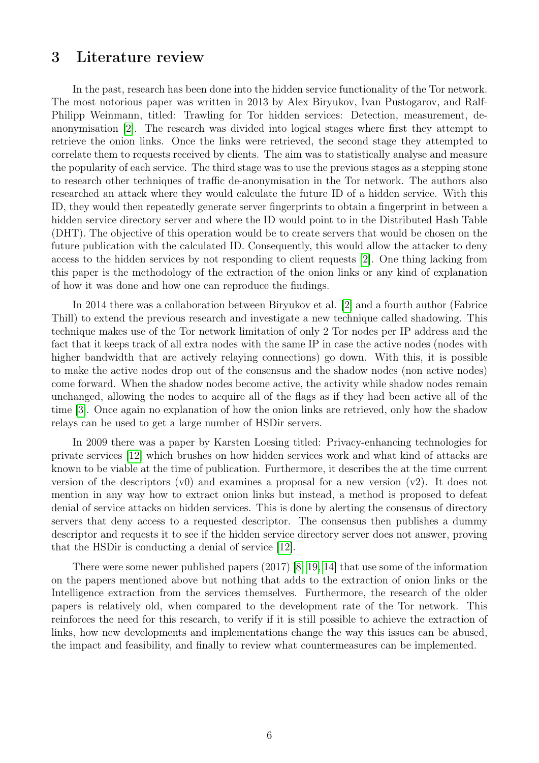# 3 Literature review

In the past, research has been done into the hidden service functionality of the Tor network. The most notorious paper was written in 2013 by Alex Biryukov, Ivan Pustogarov, and Ralf-Philipp Weinmann, titled: Trawling for Tor hidden services: Detection, measurement, deanonymisation [2]. The research was divided into logical stages where first they attempt to retrieve the onion links. Once the links were retrieved, the second stage they attempted to correlate them to requests received by clients. The aim was to statistically analyse and measure the popularity of each service. The third stage was to use the previous stages as a stepping stone to research other techniques of traffic de-anonymisation in the Tor network. The authors also researched an attack where they would calculate the future ID of a hidden service. With this ID, they would then repeatedly generate server fingerprints to obtain a fingerprint in between a hidden service directory server and where the ID would point to in the Distributed Hash Table (DHT). The objective of this operation would be to create servers that would be chosen on the future publication with the calculated ID. Consequently, this would allow the attacker to deny access to the hidden services by not responding to client requests [2]. One thing lacking from this paper is the methodology of the extraction of the onion links or any kind of explanation of how it was done and how one can reproduce the findings.

In 2014 there was a collaboration between Biryukov et al. [2] and a fourth author (Fabrice Thill) to extend the previous research and investigate a new technique called shadowing. This technique makes use of the Tor network limitation of only 2 Tor nodes per IP address and the fact that it keeps track of all extra nodes with the same IP in case the active nodes (nodes with higher bandwidth that are actively relaying connections) go down. With this, it is possible to make the active nodes drop out of the consensus and the shadow nodes (non active nodes) come forward. When the shadow nodes become active, the activity while shadow nodes remain unchanged, allowing the nodes to acquire all of the flags as if they had been active all of the time [3]. Once again no explanation of how the onion links are retrieved, only how the shadow relays can be used to get a large number of HSDir servers.

In 2009 there was a paper by Karsten Loesing titled: Privacy-enhancing technologies for private services [12] which brushes on how hidden services work and what kind of attacks are known to be viable at the time of publication. Furthermore, it describes the at the time current version of the descriptors (v0) and examines a proposal for a new version (v2). It does not mention in any way how to extract onion links but instead, a method is proposed to defeat denial of service attacks on hidden services. This is done by alerting the consensus of directory servers that deny access to a requested descriptor. The consensus then publishes a dummy descriptor and requests it to see if the hidden service directory server does not answer, proving that the HSDir is conducting a denial of service [12].

There were some newer published papers (2017) [8, 19, 14] that use some of the information on the papers mentioned above but nothing that adds to the extraction of onion links or the Intelligence extraction from the services themselves. Furthermore, the research of the older papers is relatively old, when compared to the development rate of the Tor network. This reinforces the need for this research, to verify if it is still possible to achieve the extraction of links, how new developments and implementations change the way this issues can be abused, the impact and feasibility, and finally to review what countermeasures can be implemented.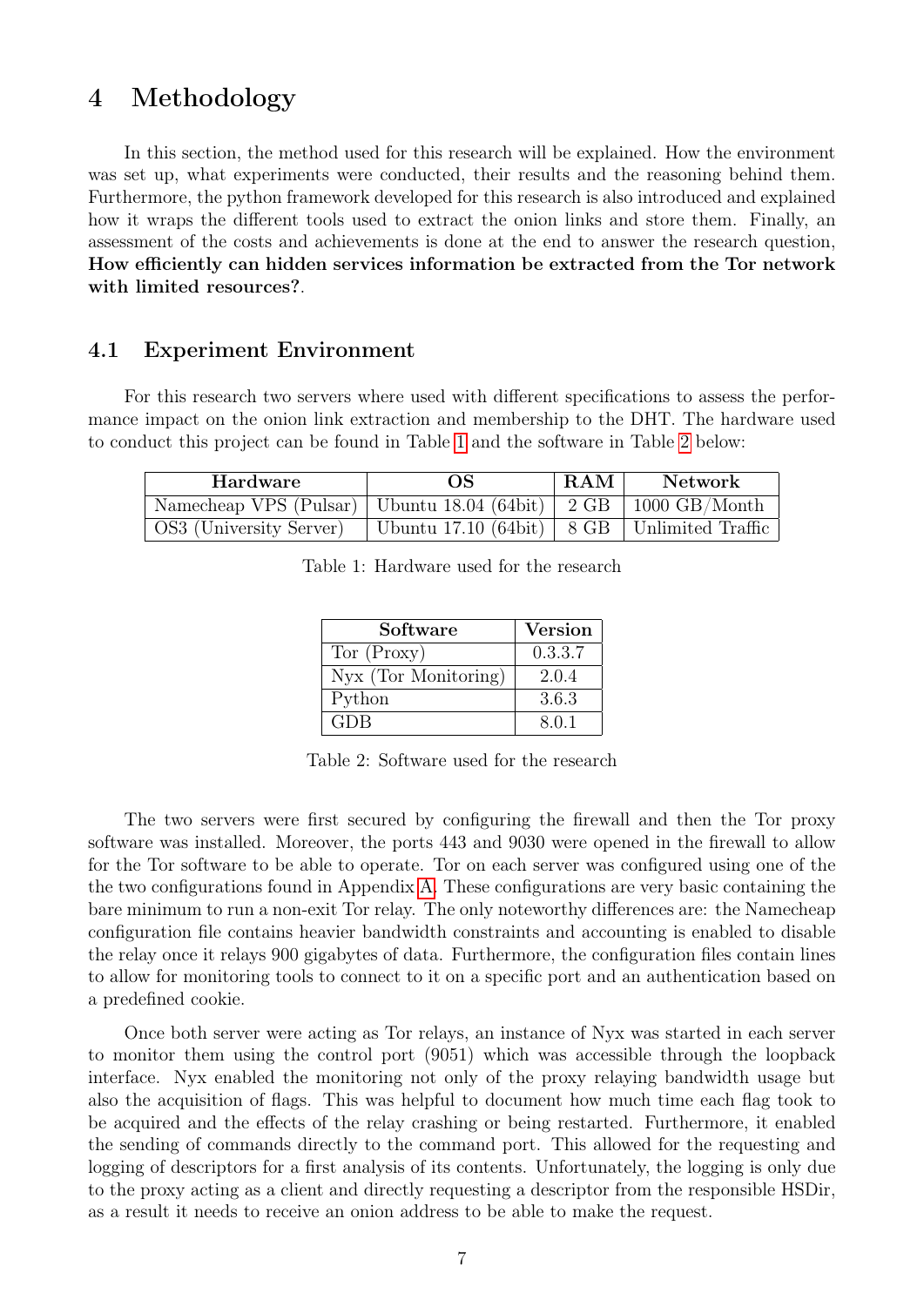# 4 Methodology

In this section, the method used for this research will be explained. How the environment was set up, what experiments were conducted, their results and the reasoning behind them. Furthermore, the python framework developed for this research is also introduced and explained how it wraps the different tools used to extract the onion links and store them. Finally, an assessment of the costs and achievements is done at the end to answer the research question, **How efficiently can hidden services information be extracted from the Tor network with limited resources?**.

## 4.1 Experiment Environment

For this research two servers where used with different specifications to assess the performance impact on the onion link extraction and membership to the DHT. The hardware used to conduct this project can be found in Table 1 and the software in Table 2 below:

| Hardware | OS | RAM | Network |
|---|---|---|---|
| Namecheap VPS (Pulsar) | Ubuntu 18.04 (64bit) | 2 GB | 1000 GB/Month |
| OS3 (University Server) | Ubuntu 17.10 (64bit) | 8 GB | Unlimited Traffic |

Table 1: Hardware used for the research

| Software | Version |
|---|---|
| Tor (Proxy) | 0.3.3.7 |
| Nyx (Tor Monitoring) | 2.0.4 |
| Python | 3.6.3 |
| GDB | 8.0.1 |

Table 2: Software used for the research

The two servers were first secured by configuring the firewall and then the Tor proxy software was installed. Moreover, the ports 443 and 9030 were opened in the firewall to allow for the Tor software to be able to operate. Tor on each server was configured using one of the the two configurations found in Appendix A. These configurations are very basic containing the bare minimum to run a non-exit Tor relay. The only noteworthy differences are: the Namecheap configuration file contains heavier bandwidth constraints and accounting is enabled to disable the relay once it relays 900 gigabytes of data. Furthermore, the configuration files contain lines to allow for monitoring tools to connect to it on a specific port and an authentication based on a predefined cookie.

Once both server were acting as Tor relays, an instance of Nyx was started in each server to monitor them using the control port (9051) which was accessible through the loopback interface. Nyx enabled the monitoring not only of the proxy relaying bandwidth usage but also the acquisition of flags. This was helpful to document how much time each flag took to be acquired and the effects of the relay crashing or being restarted. Furthermore, it enabled the sending of commands directly to the command port. This allowed for the requesting and logging of descriptors for a first analysis of its contents. Unfortunately, the logging is only due to the proxy acting as a client and directly requesting a descriptor from the responsible HSDir, as a result it needs to receive an onion address to be able to make the request.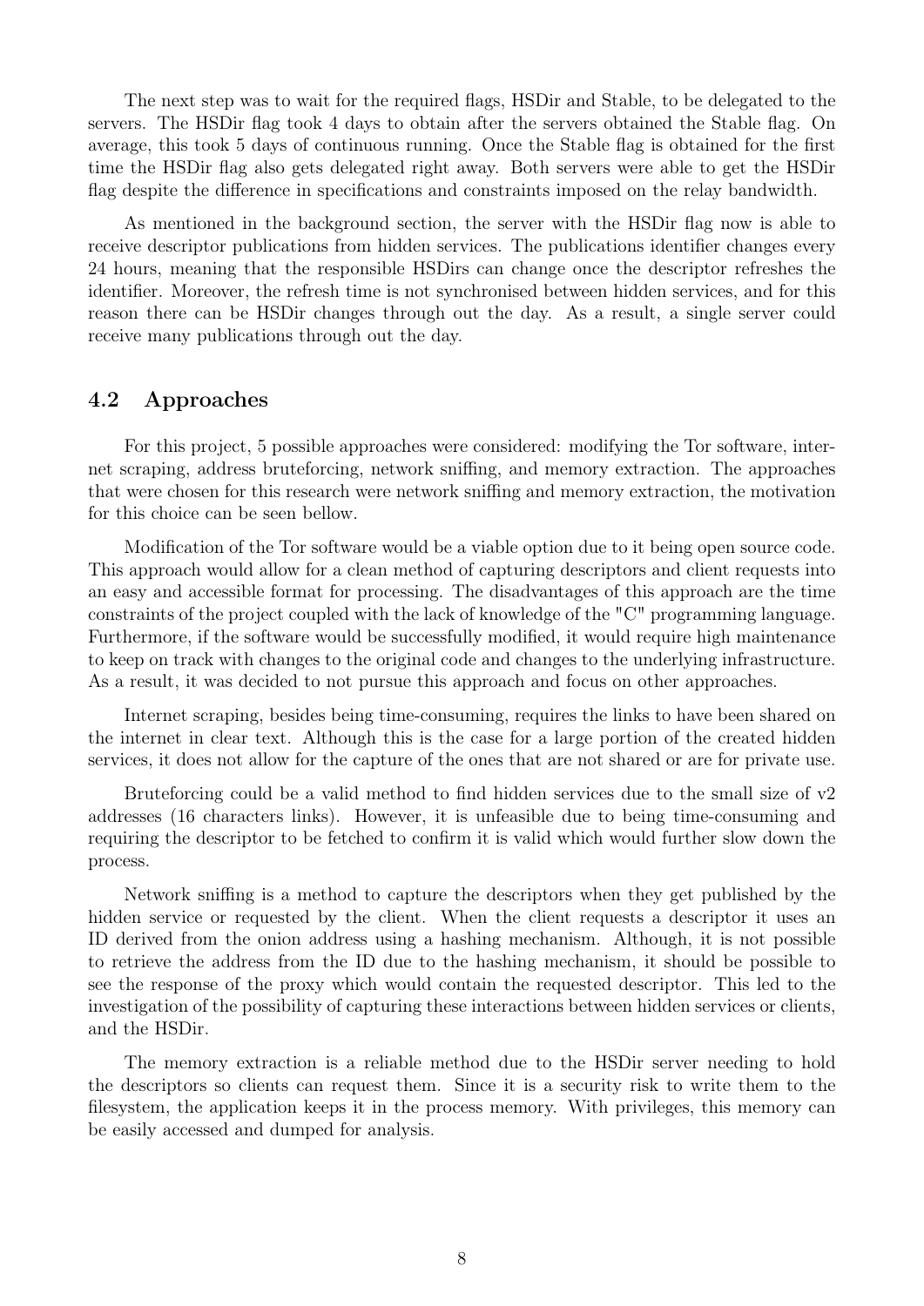The next step was to wait for the required flags, HSDir and Stable, to be delegated to the servers. The HSDir flag took 4 days to obtain after the servers obtained the Stable flag. On average, this took 5 days of continuous running. Once the Stable flag is obtained for the first time the HSDir flag also gets delegated right away. Both servers were able to get the HSDir flag despite the difference in specifications and constraints imposed on the relay bandwidth.

As mentioned in the background section, the server with the HSDir flag now is able to receive descriptor publications from hidden services. The publications identifier changes every 24 hours, meaning that the responsible HSDirs can change once the descriptor refreshes the identifier. Moreover, the refresh time is not synchronised between hidden services, and for this reason there can be HSDir changes through out the day. As a result, a single server could receive many publications through out the day.

## 4.2 Approaches

For this project, 5 possible approaches were considered: modifying the Tor software, internet scraping, address bruteforcing, network sniffing, and memory extraction. The approaches that were chosen for this research were network sniffing and memory extraction, the motivation for this choice can be seen bellow.

Modification of the Tor software would be a viable option due to it being open source code. This approach would allow for a clean method of capturing descriptors and client requests into an easy and accessible format for processing. The disadvantages of this approach are the time constraints of the project coupled with the lack of knowledge of the "C" programming language. Furthermore, if the software would be successfully modified, it would require high maintenance to keep on track with changes to the original code and changes to the underlying infrastructure. As a result, it was decided to not pursue this approach and focus on other approaches.

Internet scraping, besides being time-consuming, requires the links to have been shared on the internet in clear text. Although this is the case for a large portion of the created hidden services, it does not allow for the capture of the ones that are not shared or are for private use.

Bruteforcing could be a valid method to find hidden services due to the small size of v2 addresses (16 characters links). However, it is unfeasible due to being time-consuming and requiring the descriptor to be fetched to confirm it is valid which would further slow down the process.

Network sniffing is a method to capture the descriptors when they get published by the hidden service or requested by the client. When the client requests a descriptor it uses an ID derived from the onion address using a hashing mechanism. Although, it is not possible to retrieve the address from the ID due to the hashing mechanism, it should be possible to see the response of the proxy which would contain the requested descriptor. This led to the investigation of the possibility of capturing these interactions between hidden services or clients, and the HSDir.

The memory extraction is a reliable method due to the HSDir server needing to hold the descriptors so clients can request them. Since it is a security risk to write them to the filesystem, the application keeps it in the process memory. With privileges, this memory can be easily accessed and dumped for analysis.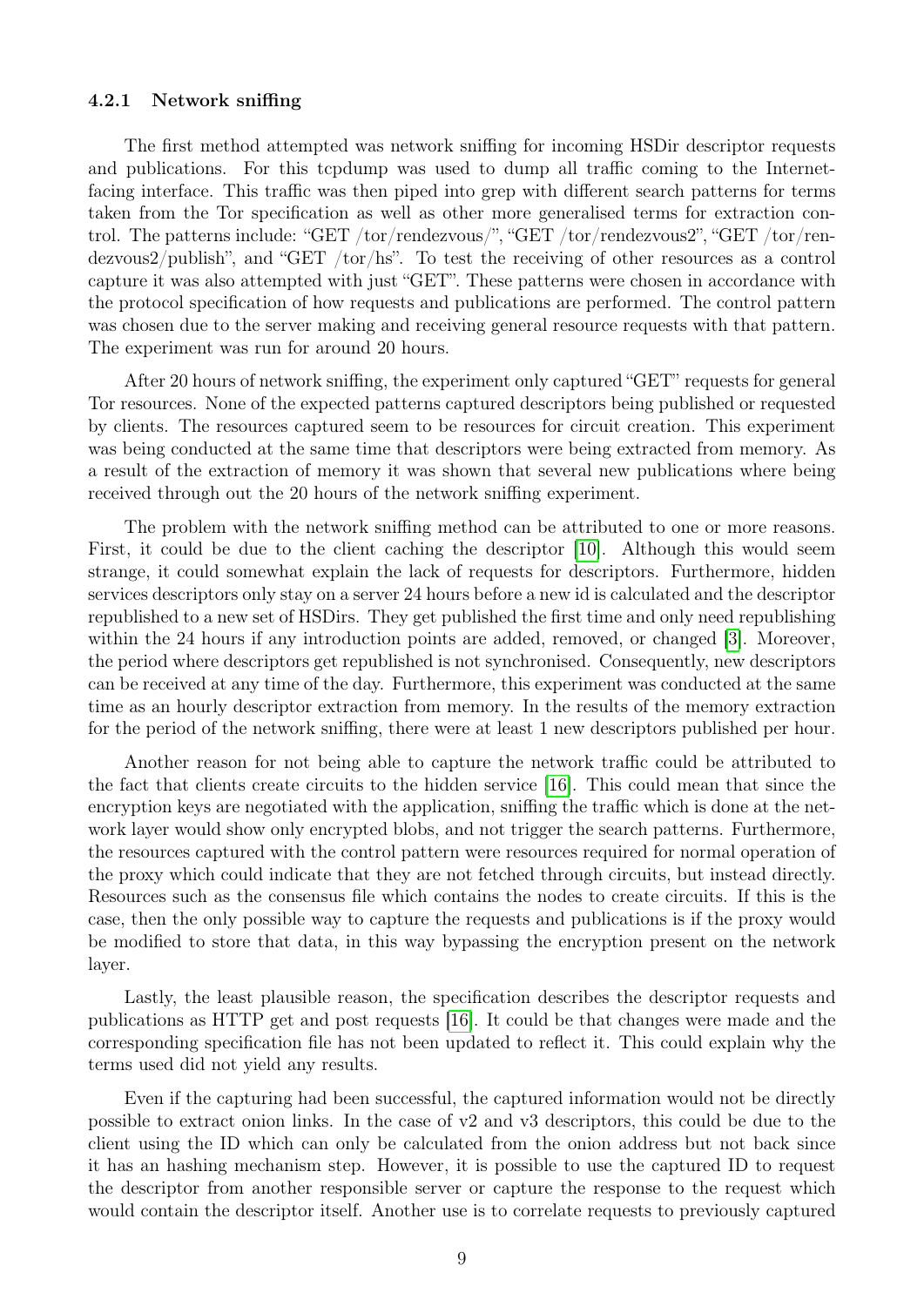### 4.2.1 Network sniffing

The first method attempted was network sniffing for incoming HSDir descriptor requests and publications. For this tcpdump was used to dump all traffic coming to the Internet-facing interface. This traffic was then piped into grep with different search patterns for terms taken from the Tor specification as well as other more generalised terms for extraction control. The patterns include: "GET /tor/rendezvous/", "GET /tor/rendezvous2", "GET /tor/rendezvous2/publish", and "GET /tor/hs". To test the receiving of other resources as a control capture it was also attempted with just "GET". These patterns were chosen in accordance with the protocol specification of how requests and publications are performed. The control pattern was chosen due to the server making and receiving general resource requests with that pattern. The experiment was run for around 20 hours.

After 20 hours of network sniffing, the experiment only captured "GET" requests for general Tor resources. None of the expected patterns captured descriptors being published or requested by clients. The resources captured seem to be resources for circuit creation. This experiment was being conducted at the same time that descriptors were being extracted from memory. As a result of the extraction of memory it was shown that several new publications where being received through out the 20 hours of the network sniffing experiment.

The problem with the network sniffing method can be attributed to one or more reasons. First, it could be due to the client caching the descriptor [10]. Although this would seem strange, it could somewhat explain the lack of requests for descriptors. Furthermore, hidden services descriptors only stay on a server 24 hours before a new id is calculated and the descriptor republished to a new set of HSDirs. They get published the first time and only need republishing within the 24 hours if any introduction points are added, removed, or changed [3]. Moreover, the period where descriptors get republished is not synchronised. Consequently, new descriptors can be received at any time of the day. Furthermore, this experiment was conducted at the same time as an hourly descriptor extraction from memory. In the results of the memory extraction for the period of the network sniffing, there were at least 1 new descriptors published per hour.

Another reason for not being able to capture the network traffic could be attributed to the fact that clients create circuits to the hidden service [16]. This could mean that since the encryption keys are negotiated with the application, sniffing the traffic which is done at the network layer would show only encrypted blobs, and not trigger the search patterns. Furthermore, the resources captured with the control pattern were resources required for normal operation of the proxy which could indicate that they are not fetched through circuits, but instead directly. Resources such as the consensus file which contains the nodes to create circuits. If this is the case, then the only possible way to capture the requests and publications is if the proxy would be modified to store that data, in this way bypassing the encryption present on the network layer.

Lastly, the least plausible reason, the specification describes the descriptor requests and publications as HTTP get and post requests [16]. It could be that changes were made and the corresponding specification file has not been updated to reflect it. This could explain why the terms used did not yield any results.

Even if the capturing had been successful, the captured information would not be directly possible to extract onion links. In the case of v2 and v3 descriptors, this could be due to the client using the ID which can only be calculated from the onion address but not back since it has an hashing mechanism step. However, it is possible to use the captured ID to request the descriptor from another responsible server or capture the response to the request which would contain the descriptor itself. Another use is to correlate requests to previously captured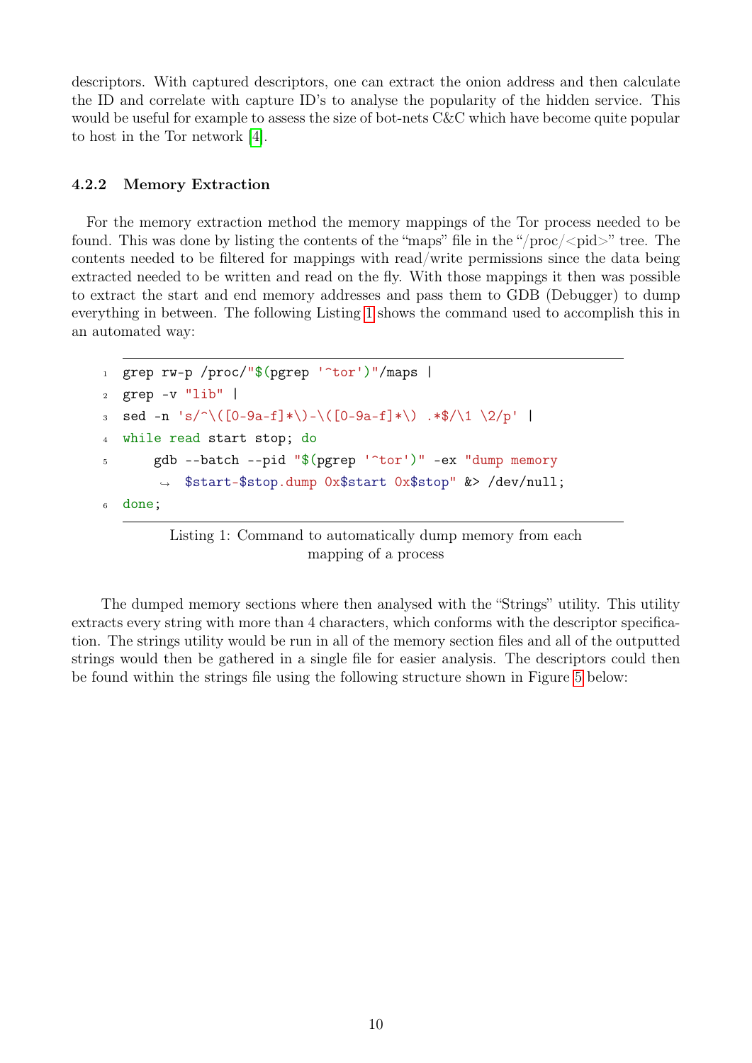descriptors. With captured descriptors, one can extract the onion address and then calculate the ID and correlate with capture ID's to analyse the popularity of the hidden service. This would be useful for example to assess the size of bot-nets C&C which have become quite popular to host in the Tor network [4].

### 4.2.2 Memory Extraction

For the memory extraction method the memory mappings of the Tor process needed to be found. This was done by listing the contents of the "maps" file in the "/proc/<pid>" tree. The contents needed to be filtered for mappings with read/write permissions since the data being extracted needed to be written and read on the fly. With those mappings it then was possible to extract the start and end memory addresses and pass them to GDB (Debugger) to dump everything in between. The following Listing 1 shows the command used to accomplish this in an automated way:

```
grep rw-p /proc/"$(pgrep '^tor')"/maps |
grep -v "lib" |
sed -n 's/^\([0-9a-f]*\)-\([0-9a-f]*\) .*$/\1 \2/p' |
while read start stop; do
    gdb --batch --pid "$(pgrep '^tor')" -ex "dump memory
     $start-$stop.dump 0x$start 0x$stop" &> /dev/null;
done;
```

Listing 1: Command to automatically dump memory from each mapping of a process

The dumped memory sections where then analysed with the "Strings" utility. This utility extracts every string with more than 4 characters, which conforms with the descriptor specification. The strings utility would be run in all of the memory section files and all of the outputted strings would then be gathered in a single file for easier analysis. The descriptors could then be found within the strings file using the following structure shown in Figure 5 below: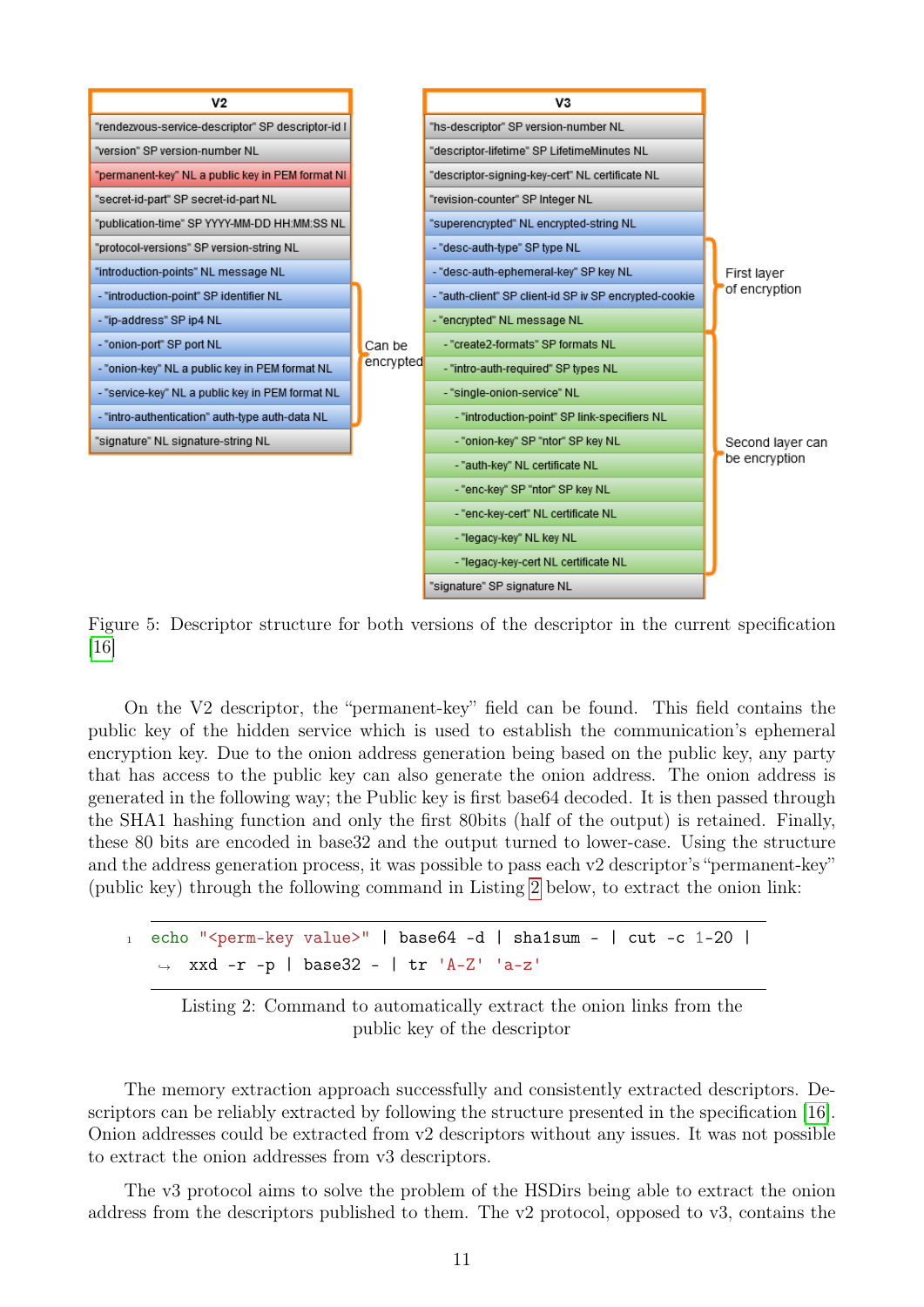| V2 |
| --- |
| "rendezvous-service-descriptor" SP descriptor-id I |
| "version" SP version-number NL |
| "permanent-key" NL a public key in PEM format NI |
| "secret-id-part" SP secret-id-part NL |
| "publication-time" SP YYYY-MM-DD HH:MM:SS NL |
| "protocol-versions" SP version-string NL |
| "introduction-points" NL message NL |
| - "introduction-point" SP identifier NL |
| - "ip-address" SP ip4 NL |
| - "onion-port" SP port NL |
| - "onion-key" NL a public key in PEM format NL |
| - "service-key" NL a public key in PEM format NL |
| - "intro-authentication" auth-type auth-data NL |
| "signature" NL signature-string NL |

Can be encrypted

| V3 |
| --- |
| "hs-descriptor" SP version-number NL |
| "descriptor-lifetime" SP LifetimeMinutes NL |
| "descriptor-signing-key-cert" NL certificate NL |
| "revision-counter" SP Integer NL |
| "superencrypted" NL encrypted-string NL |
| - "desc-auth-type" SP type NL |
| - "desc-auth-ephemeral-key" SP key NL |
| - "auth-client" SP client-id SP iv SP encrypted-cookie |
| - "encrypted" NL message NL |
| - "create2-formats" SP formats NL |
| - "intro-auth-required" SP types NL |
| - "single-onion-service" NL |
| - "introduction-point" SP link-specifiers NL |
| - "onion-key" SP "ntor" SP key NL |
| - "auth-key" NL certificate NL |
| - "enc-key" SP "ntor" SP key NL |
| - "enc-key-cert" NL certificate NL |
| - "legacy-key" NL key NL |
| - "legacy-key-cert NL certificate NL |
| "signature" SP signature NL |

First layer of encryption

Second layer can be encryption

Figure 5: Descriptor structure for both versions of the descriptor in the current specification [16]

On the V2 descriptor, the "permanent-key" field can be found. This field contains the public key of the hidden service which is used to establish the communication's ephemeral encryption key. Due to the onion address generation being based on the public key, any party that has access to the public key can also generate the onion address. The onion address is generated in the following way; the Public key is first base64 decoded. It is then passed through the SHA1 hashing function and only the first 80bits (half of the output) is retained. Finally, these 80 bits are encoded in base32 and the output turned to lower-case. Using the structure and the address generation process, it was possible to pass each v2 descriptor's "permanent-key" (public key) through the following command in Listing 2 below, to extract the onion link:

```
echo "<perm-key value>" | base64 -d | sha1sum - | cut -c 1-20 |
    xxd -r -p | base32 - | tr 'A-Z' 'a-z'
```

Listing 2: Command to automatically extract the onion links from the public key of the descriptor

The memory extraction approach successfully and consistently extracted descriptors. Descriptors can be reliably extracted by following the structure presented in the specification [16]. Onion addresses could be extracted from v2 descriptors without any issues. It was not possible to extract the onion addresses from v3 descriptors.

The v3 protocol aims to solve the problem of the HSDirs being able to extract the onion address from the descriptors published to them. The v2 protocol, opposed to v3, contains the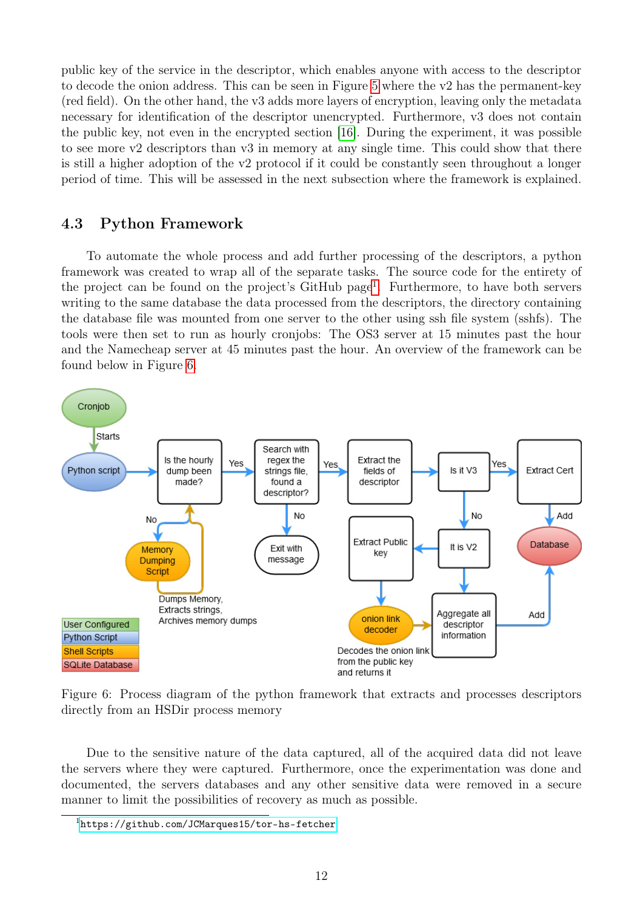public key of the service in the descriptor, which enables anyone with access to the descriptor to decode the onion address. This can be seen in Figure 5 where the v2 has the permanent-key (red field). On the other hand, the v3 adds more layers of encryption, leaving only the metadata necessary for identification of the descriptor unencrypted. Furthermore, v3 does not contain the public key, not even in the encrypted section [16]. During the experiment, it was possible to see more v2 descriptors than v3 in memory at any single time. This could show that there is still a higher adoption of the v2 protocol if it could be constantly seen throughout a longer period of time. This will be assessed in the next subsection where the framework is explained.

## 4.3 Python Framework

To automate the whole process and add further processing of the descriptors, a python framework was created to wrap all of the separate tasks. The source code for the entirety of the project can be found on the project's GitHub page[1]. Furthermore, to have both servers writing to the same database the data processed from the descriptors, the directory containing the database file was mounted from one server to the other using ssh file system (sshfs). The tools were then set to run as hourly cronjobs: The OS3 server at 15 minutes past the hour and the Namecheap server at 45 minutes past the hour. An overview of the framework can be found below in Figure 6.

Figure 6: Process diagram of the python framework that extracts and processes descriptors directly from an HSDir process memory

Due to the sensitive nature of the data captured, all of the acquired data did not leave the servers where they were captured. Furthermore, once the experimentation was done and documented, the servers databases and any other sensitive data were removed in a secure manner to limit the possibilities of recovery as much as possible.

[1] https://github.com/JCMarques15/tor-hs-fetcher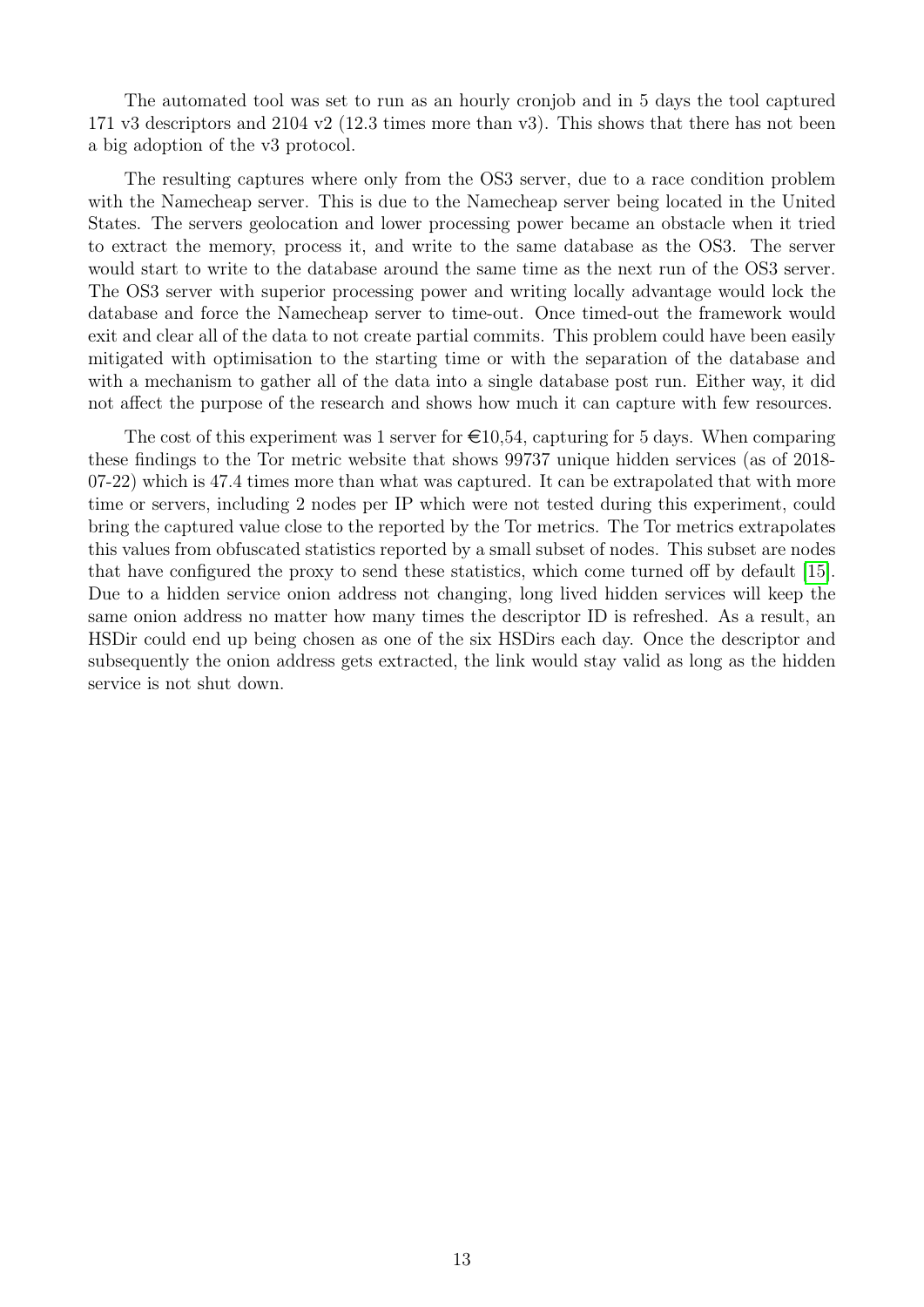The automated tool was set to run as an hourly cronjob and in 5 days the tool captured 171 v3 descriptors and 2104 v2 (12.3 times more than v3). This shows that there has not been a big adoption of the v3 protocol.

The resulting captures where only from the OS3 server, due to a race condition problem with the Namecheap server. This is due to the Namecheap server being located in the United States. The servers geolocation and lower processing power became an obstacle when it tried to extract the memory, process it, and write to the same database as the OS3. The server would start to write to the database around the same time as the next run of the OS3 server. The OS3 server with superior processing power and writing locally advantage would lock the database and force the Namecheap server to time-out. Once timed-out the framework would exit and clear all of the data to not create partial commits. This problem could have been easily mitigated with optimisation to the starting time or with the separation of the database and with a mechanism to gather all of the data into a single database post run. Either way, it did not affect the purpose of the research and shows how much it can capture with few resources.

The cost of this experiment was 1 server for €10,54, capturing for 5 days. When comparing these findings to the Tor metric website that shows 99737 unique hidden services (as of 2018-07-22) which is 47.4 times more than what was captured. It can be extrapolated that with more time or servers, including 2 nodes per IP which were not tested during this experiment, could bring the captured value close to the reported by the Tor metrics. The Tor metrics extrapolates this values from obfuscated statistics reported by a small subset of nodes. This subset are nodes that have configured the proxy to send these statistics, which come turned off by default [15]. Due to a hidden service onion address not changing, long lived hidden services will keep the same onion address no matter how many times the descriptor ID is refreshed. As a result, an HSDir could end up being chosen as one of the six HSDirs each day. Once the descriptor and subsequently the onion address gets extracted, the link would stay valid as long as the hidden service is not shut down.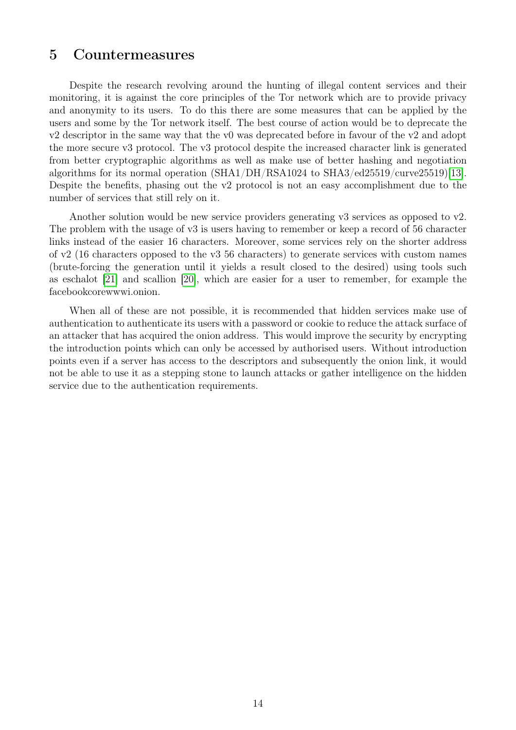# 5 Countermeasures

Despite the research revolving around the hunting of illegal content services and their monitoring, it is against the core principles of the Tor network which are to provide privacy and anonymity to its users. To do this there are some measures that can be applied by the users and some by the Tor network itself. The best course of action would be to deprecate the v2 descriptor in the same way that the v0 was deprecated before in favour of the v2 and adopt the more secure v3 protocol. The v3 protocol despite the increased character link is generated from better cryptographic algorithms as well as make use of better hashing and negotiation algorithms for its normal operation (SHA1/DH/RSA1024 to SHA3/ed25519/curve25519)[13]. Despite the benefits, phasing out the v2 protocol is not an easy accomplishment due to the number of services that still rely on it.

Another solution would be new service providers generating v3 services as opposed to v2. The problem with the usage of v3 is users having to remember or keep a record of 56 character links instead of the easier 16 characters. Moreover, some services rely on the shorter address of v2 (16 characters opposed to the v3 56 characters) to generate services with custom names (brute-forcing the generation until it yields a result closed to the desired) using tools such as eschalot [21] and scallion [20], which are easier for a user to remember, for example the facebookcorewwwi.onion.

When all of these are not possible, it is recommended that hidden services make use of authentication to authenticate its users with a password or cookie to reduce the attack surface of an attacker that has acquired the onion address. This would improve the security by encrypting the introduction points which can only be accessed by authorised users. Without introduction points even if a server has access to the descriptors and subsequently the onion link, it would not be able to use it as a stepping stone to launch attacks or gather intelligence on the hidden service due to the authentication requirements.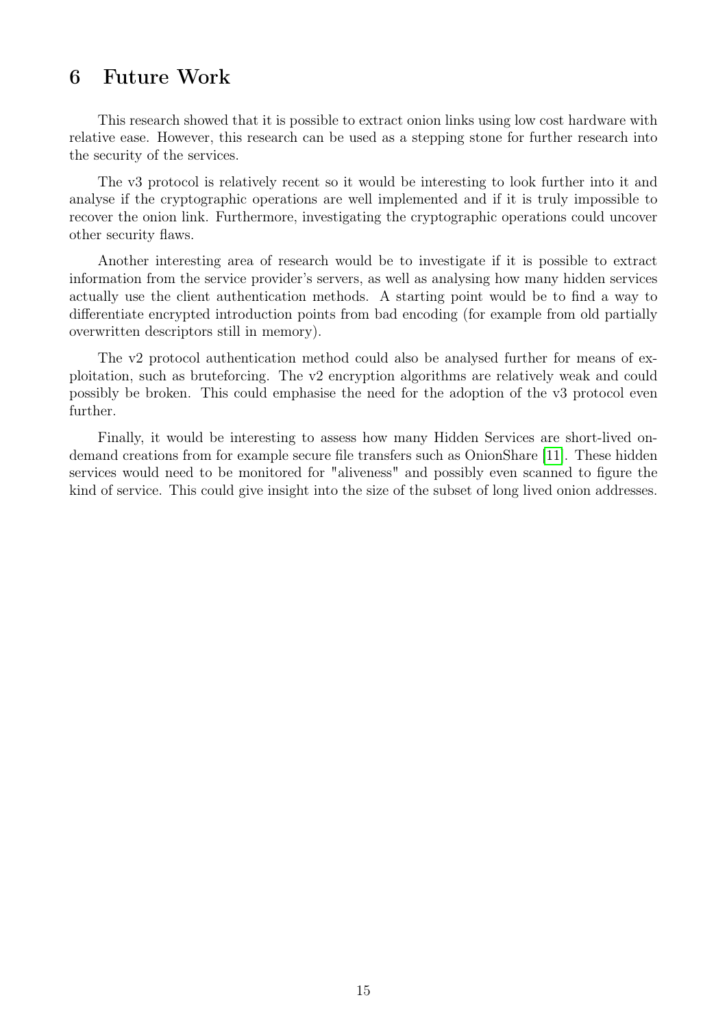# 6 Future Work

This research showed that it is possible to extract onion links using low cost hardware with relative ease. However, this research can be used as a stepping stone for further research into the security of the services.

The v3 protocol is relatively recent so it would be interesting to look further into it and analyse if the cryptographic operations are well implemented and if it is truly impossible to recover the onion link. Furthermore, investigating the cryptographic operations could uncover other security flaws.

Another interesting area of research would be to investigate if it is possible to extract information from the service provider's servers, as well as analysing how many hidden services actually use the client authentication methods. A starting point would be to find a way to differentiate encrypted introduction points from bad encoding (for example from old partially overwritten descriptors still in memory).

The v2 protocol authentication method could also be analysed further for means of exploitation, such as bruteforcing. The v2 encryption algorithms are relatively weak and could possibly be broken. This could emphasise the need for the adoption of the v3 protocol even further.

Finally, it would be interesting to assess how many Hidden Services are short-lived on-demand creations from for example secure file transfers such as OnionShare [11]. These hidden services would need to be monitored for "aliveness" and possibly even scanned to figure the kind of service. This could give insight into the size of the subset of long lived onion addresses.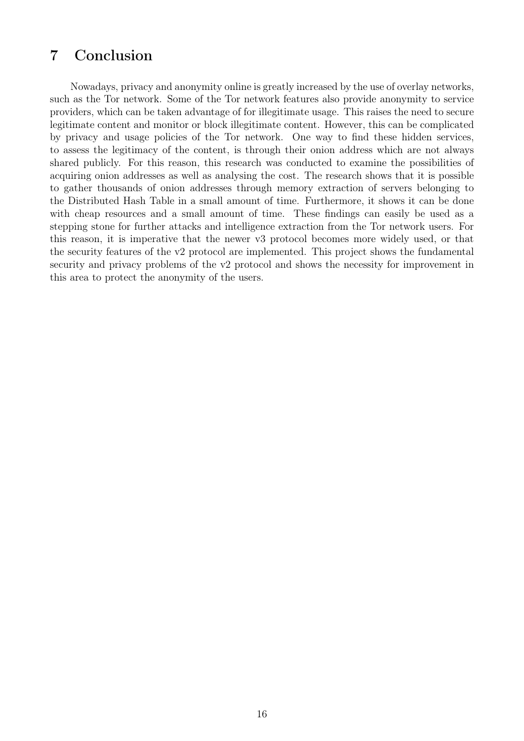# 7 Conclusion

Nowadays, privacy and anonymity online is greatly increased by the use of overlay networks, such as the Tor network. Some of the Tor network features also provide anonymity to service providers, which can be taken advantage of for illegitimate usage. This raises the need to secure legitimate content and monitor or block illegitimate content. However, this can be complicated by privacy and usage policies of the Tor network. One way to find these hidden services, to assess the legitimacy of the content, is through their onion address which are not always shared publicly. For this reason, this research was conducted to examine the possibilities of acquiring onion addresses as well as analysing the cost. The research shows that it is possible to gather thousands of onion addresses through memory extraction of servers belonging to the Distributed Hash Table in a small amount of time. Furthermore, it shows it can be done with cheap resources and a small amount of time. These findings can easily be used as a stepping stone for further attacks and intelligence extraction from the Tor network users. For this reason, it is imperative that the newer v3 protocol becomes more widely used, or that the security features of the v2 protocol are implemented. This project shows the fundamental security and privacy problems of the v2 protocol and shows the necessity for improvement in this area to protect the anonymity of the users.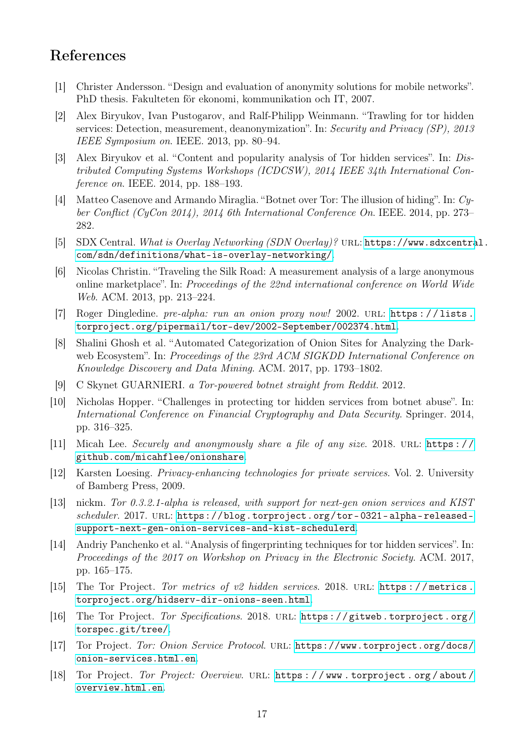# References

[1] Christer Andersson. "Design and evaluation of anonymity solutions for mobile networks". PhD thesis. Fakulteten för ekonomi, kommunikation och IT, 2007.

[2] Alex Biryukov, Ivan Pustogarov, and Ralf-Philipp Weinmann. "Trawling for tor hidden services: Detection, measurement, deanonymization". In: *Security and Privacy (SP), 2013 IEEE Symposium on*. IEEE. 2013, pp. 80–94.

[3] Alex Biryukov et al. "Content and popularity analysis of Tor hidden services". In: *Distributed Computing Systems Workshops (ICDCSW), 2014 IEEE 34th International Conference on*. IEEE. 2014, pp. 188–193.

[4] Matteo Casenove and Armando Miraglia. "Botnet over Tor: The illusion of hiding". In: *Cyber Conflict (CyCon 2014), 2014 6th International Conference On*. IEEE. 2014, pp. 273–282.

[5] SDX Central. *What is Overlay Networking (SDN Overlay)?* URL: https://www.sdxcentral.com/sdn/definitions/what-is-overlay-networking/.

[6] Nicolas Christin. "Traveling the Silk Road: A measurement analysis of a large anonymous online marketplace". In: *Proceedings of the 22nd international conference on World Wide Web*. ACM. 2013, pp. 213–224.

[7] Roger Dingledine. *pre-alpha: run an onion proxy now!* 2002. URL: https://lists.torproject.org/pipermail/tor-dev/2002-September/002374.html.

[8] Shalini Ghosh et al. "Automated Categorization of Onion Sites for Analyzing the Darkweb Ecosystem". In: *Proceedings of the 23rd ACM SIGKDD International Conference on Knowledge Discovery and Data Mining*. ACM. 2017, pp. 1793–1802.

[9] C Skynet GUARNIERI. *a Tor-powered botnet straight from Reddit*. 2012.

[10] Nicholas Hopper. "Challenges in protecting tor hidden services from botnet abuse". In: *International Conference on Financial Cryptography and Data Security*. Springer. 2014, pp. 316–325.

[11] Micah Lee. *Securely and anonymously share a file of any size*. 2018. URL: https://github.com/micahflee/onionshare.

[12] Karsten Loesing. *Privacy-enhancing technologies for private services*. Vol. 2. University of Bamberg Press, 2009.

[13] nickm. *Tor 0.3.2.1-alpha is released, with support for next-gen onion services and KIST scheduler*. 2017. URL: https://blog.torproject.org/tor-0321-alpha-released-support-next-gen-onion-services-and-kist-schedulerd.

[14] Andriy Panchenko et al. "Analysis of fingerprinting techniques for tor hidden services". In: *Proceedings of the 2017 on Workshop on Privacy in the Electronic Society*. ACM. 2017, pp. 165–175.

[15] The Tor Project. *Tor metrics of v2 hidden services*. 2018. URL: https://metrics.torproject.org/hidserv-dir-onions-seen.html.

[16] The Tor Project. *Tor Specifications*. 2018. URL: https://gitweb.torproject.org/torspec.git/tree/.

[17] Tor Project. *Tor: Onion Service Protocol*. URL: https://www.torproject.org/docs/onion-services.html.en.

[18] Tor Project. *Tor Project: Overview*. URL: https://www.torproject.org/about/overview.html.en.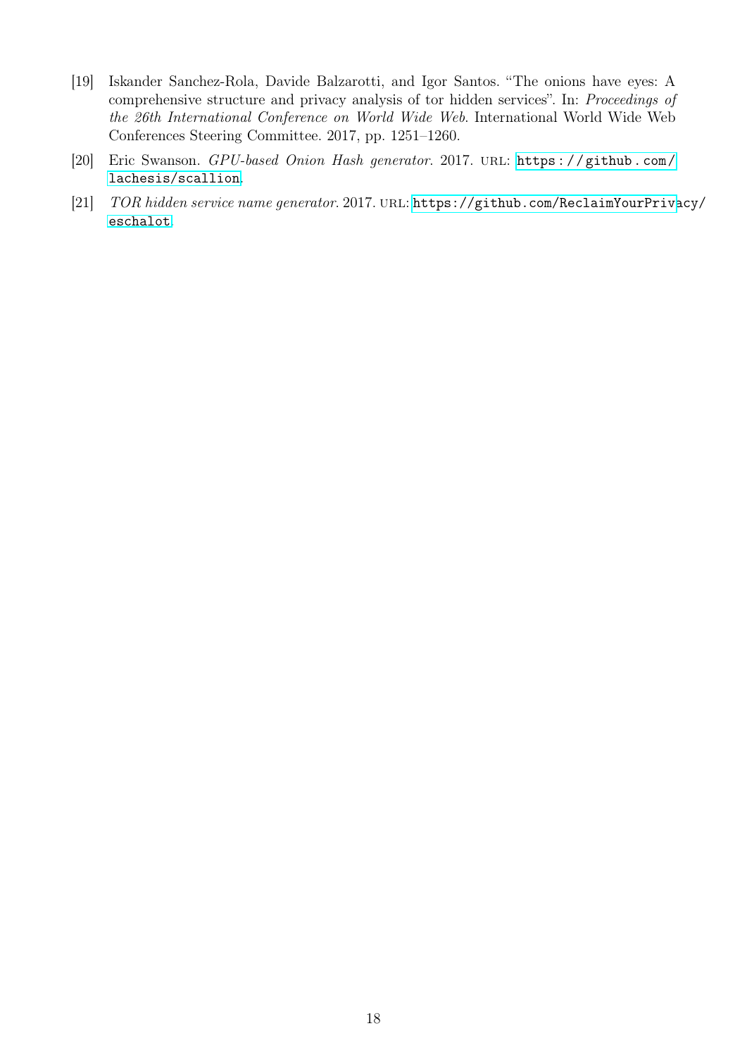[19] Iskander Sanchez-Rola, Davide Balzarotti, and Igor Santos. "The onions have eyes: A comprehensive structure and privacy analysis of tor hidden services". In: *Proceedings of the 26th International Conference on World Wide Web*. International World Wide Web Conferences Steering Committee. 2017, pp. 1251–1260.

[20] Eric Swanson. *GPU-based Onion Hash generator*. 2017. URL: https://github.com/lachesis/scallion.

[21] *TOR hidden service name generator*. 2017. URL: https://github.com/ReclaimYourPrivacy/eschalot.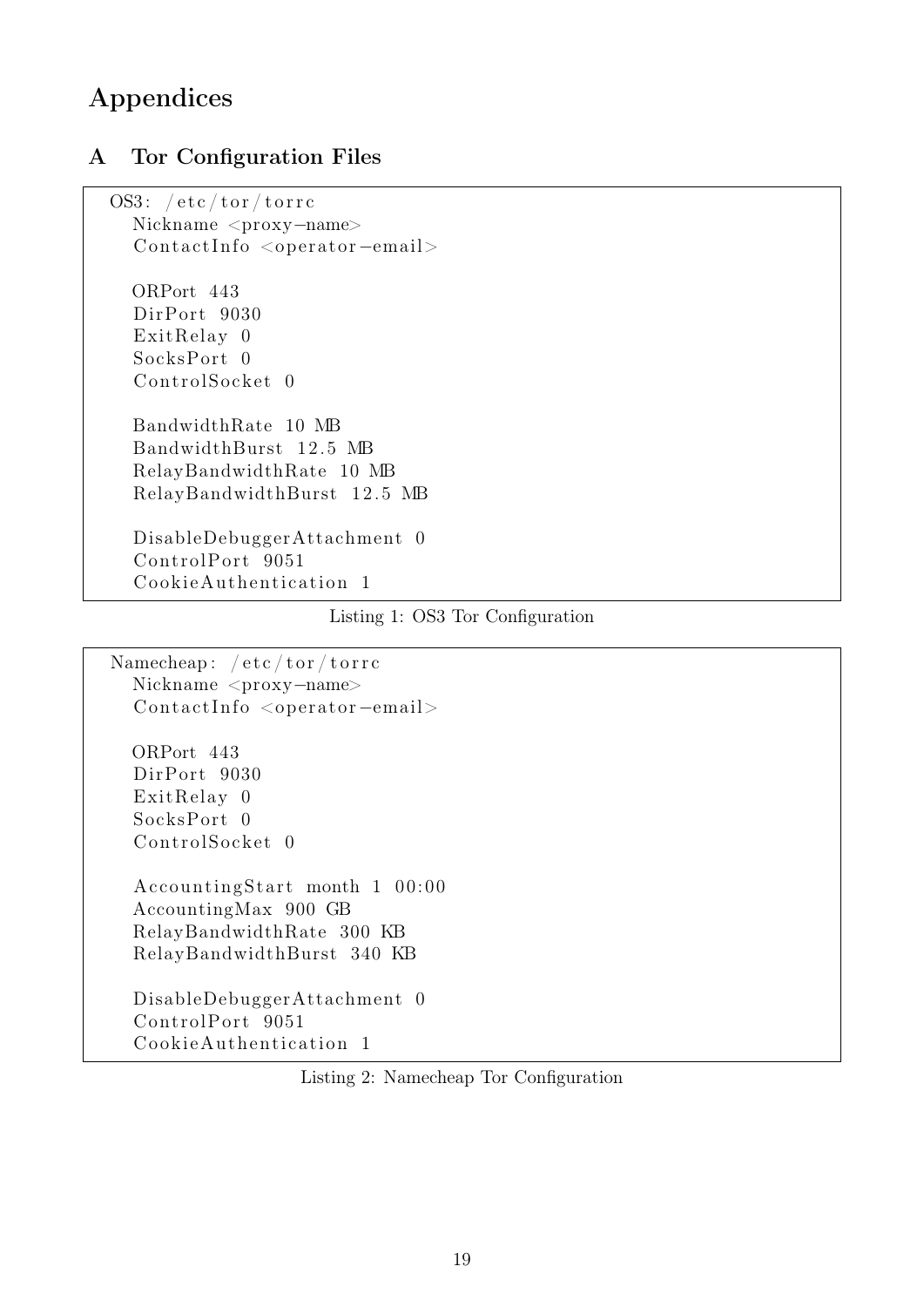# Appendices

## A Tor Configuration Files

```
OS3: /etc/tor/torrc
  Nickname <proxy-name>
  ContactInfo <operator-email>

  ORPort 443
  DirPort 9030
  ExitRelay 0
  SocksPort 0
  ControlSocket 0

  BandwidthRate 10 MB
  BandwidthBurst 12.5 MB
  RelayBandwidthRate 10 MB
  RelayBandwidthBurst 12.5 MB

  DisableDebuggerAttachment 0
  ControlPort 9051
  CookieAuthentication 1
```

Listing 1: OS3 Tor Configuration

```
Namecheap: /etc/tor/torrc
  Nickname <proxy-name>
  ContactInfo <operator-email>

  ORPort 443
  DirPort 9030
  ExitRelay 0
  SocksPort 0
  ControlSocket 0

  AccountingStart month 1 00:00
  AccountingMax 900 GB
  RelayBandwidthRate 300 KB
  RelayBandwidthBurst 340 KB

  DisableDebuggerAttachment 0
  ControlPort 9051
  CookieAuthentication 1
```

Listing 2: Namecheap Tor Configuration